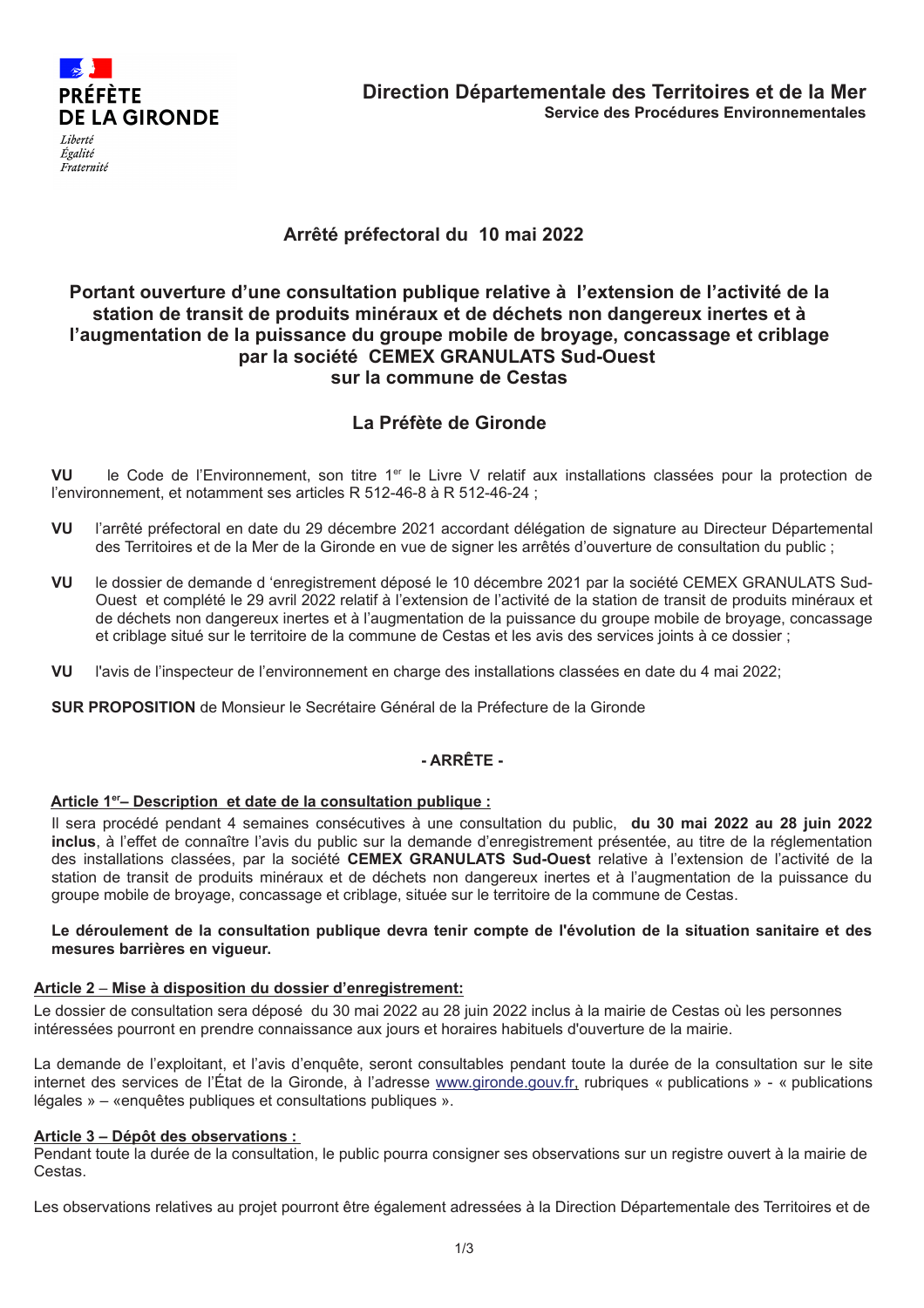PRÉFÈTE DE LA GIRONDE

*Liberté*
*Égalité*
*Fraternité*

**Direction Départementale des Territoires et de la Mer**
**Service des Procédures Environnementales**

## Arrêté préfectoral du 10 mai 2022

## Portant ouverture d'une consultation publique relative à l'extension de l'activité de la station de transit de produits minéraux et de déchets non dangereux inertes et à l'augmentation de la puissance du groupe mobile de broyage, concassage et criblage par la société CEMEX GRANULATS Sud-Ouest sur la commune de Cestas

## La Préfète de Gironde

**VU** le Code de l'Environnement, son titre 1er le Livre V relatif aux installations classées pour la protection de l'environnement, et notamment ses articles R 512-46-8 à R 512-46-24 ;

**VU** l'arrêté préfectoral en date du 29 décembre 2021 accordant délégation de signature au Directeur Départemental des Territoires et de la Mer de la Gironde en vue de signer les arrêtés d'ouverture de consultation du public ;

**VU** le dossier de demande d 'enregistrement déposé le 10 décembre 2021 par la société CEMEX GRANULATS Sud-Ouest et complété le 29 avril 2022 relatif à l'extension de l'activité de la station de transit de produits minéraux et de déchets non dangereux inertes et à l'augmentation de la puissance du groupe mobile de broyage, concassage et criblage situé sur le territoire de la commune de Cestas et les avis des services joints à ce dossier ;

**VU** l'avis de l'inspecteur de l'environnement en charge des installations classées en date du 4 mai 2022;

**SUR PROPOSITION** de Monsieur le Secrétaire Général de la Préfecture de la Gironde

**- ARRÊTE -**

**Article 1er– Description et date de la consultation publique :**

Il sera procédé pendant 4 semaines consécutives à une consultation du public, **du 30 mai 2022 au 28 juin 2022 inclus**, à l'effet de connaître l'avis du public sur la demande d'enregistrement présentée, au titre de la réglementation des installations classées, par la société **CEMEX GRANULATS Sud-Ouest** relative à l'extension de l'activité de la station de transit de produits minéraux et de déchets non dangereux inertes et à l'augmentation de la puissance du groupe mobile de broyage, concassage et criblage, située sur le territoire de la commune de Cestas.

**Le déroulement de la consultation publique devra tenir compte de l'évolution de la situation sanitaire et des mesures barrières en vigueur.**

**Article 2 – Mise à disposition du dossier d'enregistrement:**

Le dossier de consultation sera déposé du 30 mai 2022 au 28 juin 2022 inclus à la mairie de Cestas où les personnes intéressées pourront en prendre connaissance aux jours et horaires habituels d'ouverture de la mairie.

La demande de l'exploitant, et l'avis d'enquête, seront consultables pendant toute la durée de la consultation sur le site internet des services de l'État de la Gironde, à l'adresse www.gironde.gouv.fr, rubriques « publications » - « publications légales » – «enquêtes publiques et consultations publiques ».

**Article 3 – Dépôt des observations :**

Pendant toute la durée de la consultation, le public pourra consigner ses observations sur un registre ouvert à la mairie de Cestas.

Les observations relatives au projet pourront être également adressées à la Direction Départementale des Territoires et de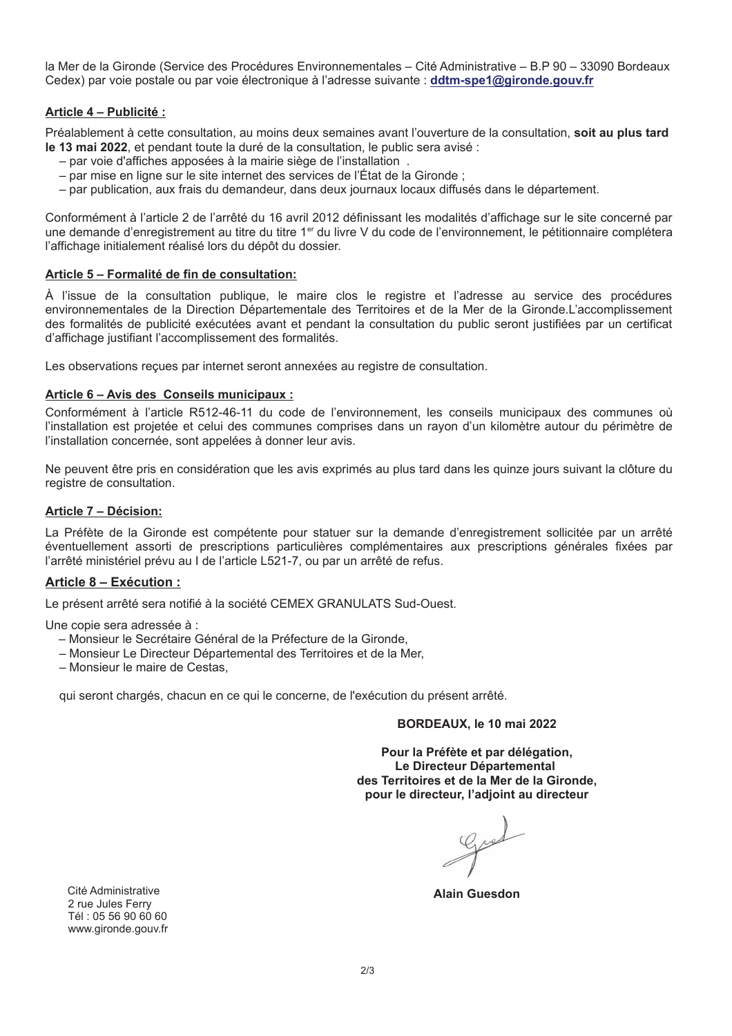la Mer de la Gironde (Service des Procédures Environnementales – Cité Administrative – B.P 90 – 33090 Bordeaux Cedex) par voie postale ou par voie électronique à l'adresse suivante : **ddtm-spe1@gironde.gouv.fr**

**Article 4 – Publicité :**

Préalablement à cette consultation, au moins deux semaines avant l'ouverture de la consultation, **soit au plus tard le 13 mai 2022**, et pendant toute la duré de la consultation, le public sera avisé :

– par voie d'affiches apposées à la mairie siège de l'installation .
– par mise en ligne sur le site internet des services de l'État de la Gironde ;
– par publication, aux frais du demandeur, dans deux journaux locaux diffusés dans le département.

Conformément à l'article 2 de l'arrêté du 16 avril 2012 définissant les modalités d'affichage sur le site concerné par une demande d'enregistrement au titre du titre 1er du livre V du code de l'environnement, le pétitionnaire complétera l'affichage initialement réalisé lors du dépôt du dossier.

**Article 5 – Formalité de fin de consultation:**

À l'issue de la consultation publique, le maire clos le registre et l'adresse au service des procédures environnementales de la Direction Départementale des Territoires et de la Mer de la Gironde.L'accomplissement des formalités de publicité exécutées avant et pendant la consultation du public seront justifiées par un certificat d'affichage justifiant l'accomplissement des formalités.

Les observations reçues par internet seront annexées au registre de consultation.

**Article 6 – Avis des Conseils municipaux :**

Conformément à l'article R512-46-11 du code de l'environnement, les conseils municipaux des communes où l'installation est projetée et celui des communes comprises dans un rayon d'un kilomètre autour du périmètre de l'installation concernée, sont appelées à donner leur avis.

Ne peuvent être pris en considération que les avis exprimés au plus tard dans les quinze jours suivant la clôture du registre de consultation.

**Article 7 – Décision:**

La Préfète de la Gironde est compétente pour statuer sur la demande d'enregistrement sollicitée par un arrêté éventuellement assorti de prescriptions particulières complémentaires aux prescriptions générales fixées par l'arrêté ministériel prévu au I de l'article L521-7, ou par un arrêté de refus.

**Article 8 – Exécution :**

Le présent arrêté sera notifié à la société CEMEX GRANULATS Sud-Ouest.

Une copie sera adressée à :

– Monsieur le Secrétaire Général de la Préfecture de la Gironde,
– Monsieur Le Directeur Départemental des Territoires et de la Mer,
– Monsieur le maire de Cestas,

qui seront chargés, chacun en ce qui le concerne, de l'exécution du présent arrêté.

**BORDEAUX, le 10 mai 2022**

**Pour la Préfète et par délégation,**
**Le Directeur Départemental**
**des Territoires et de la Mer de la Gironde,**
**pour le directeur, l'adjoint au directeur**

**Alain Guesdon**

Cité Administrative
2 rue Jules Ferry
Tél : 05 56 90 60 60
www.gironde.gouv.fr